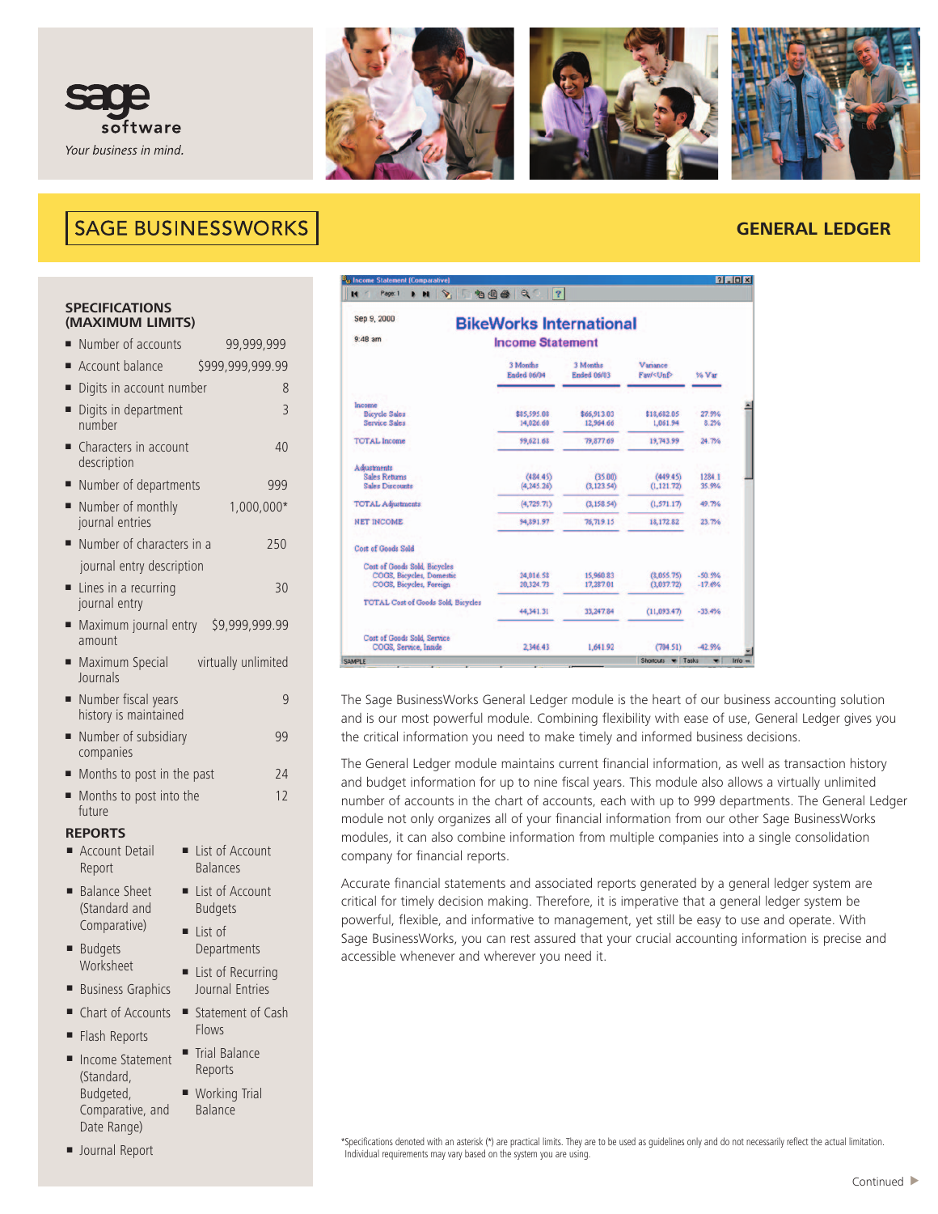sage software

*Your business in mind.*

# SAGE BUSINESSWORKS

## GENERAL LEDGER

### SPECIFICATIONS (MAXIMUM LIMITS)

| Specification | Limit |
|---|---|
| Number of accounts | 99,999,999 |
| Account balance | $999,999,999.99 |
| Digits in account number | 8 |
| Digits in department number | 3 |
| Characters in account description | 40 |
| Number of departments | 999 |
| Number of monthly journal entries | 1,000,000* |
| Number of characters in a journal entry description | 250 |
| Lines in a recurring journal entry | 30 |
| Maximum journal entry amount | $9,999,999.99 |
| Maximum Special Journals | virtually unlimited |
| Number fiscal years history is maintained | 9 |
| Number of subsidiary companies | 99 |
| Months to post in the past | 24 |
| Months to post into the future | 12 |

### REPORTS

- Account Detail Report
- Balance Sheet (Standard and Comparative)
- Budgets Worksheet
- Business Graphics
- Chart of Accounts
- Flash Reports
- Income Statement (Standard, Budgeted, Comparative, and Date Range)
- Journal Report
- List of Account Balances
- List of Account Budgets
- List of Departments
- List of Recurring Journal Entries
- Statement of Cash Flows
- Trial Balance Reports
- Working Trial Balance

The Sage BusinessWorks General Ledger module is the heart of our business accounting solution and is our most powerful module. Combining flexibility with ease of use, General Ledger gives you the critical information you need to make timely and informed business decisions.

The General Ledger module maintains current financial information, as well as transaction history and budget information for up to nine fiscal years. This module also allows a virtually unlimited number of accounts in the chart of accounts, each with up to 999 departments. The General Ledger module not only organizes all of your financial information from our other Sage BusinessWorks modules, it can also combine information from multiple companies into a single consolidation company for financial reports.

Accurate financial statements and associated reports generated by a general ledger system are critical for timely decision making. Therefore, it is imperative that a general ledger system be powerful, flexible, and informative to management, yet still be easy to use and operate. With Sage BusinessWorks, you can rest assured that your crucial accounting information is precise and accessible whenever and wherever you need it.

*Specifications denoted with an asterisk (*) are practical limits. They are to be used as guidelines only and do not necessarily reflect the actual limitation. Individual requirements may vary based on the system you are using.

Continued ▶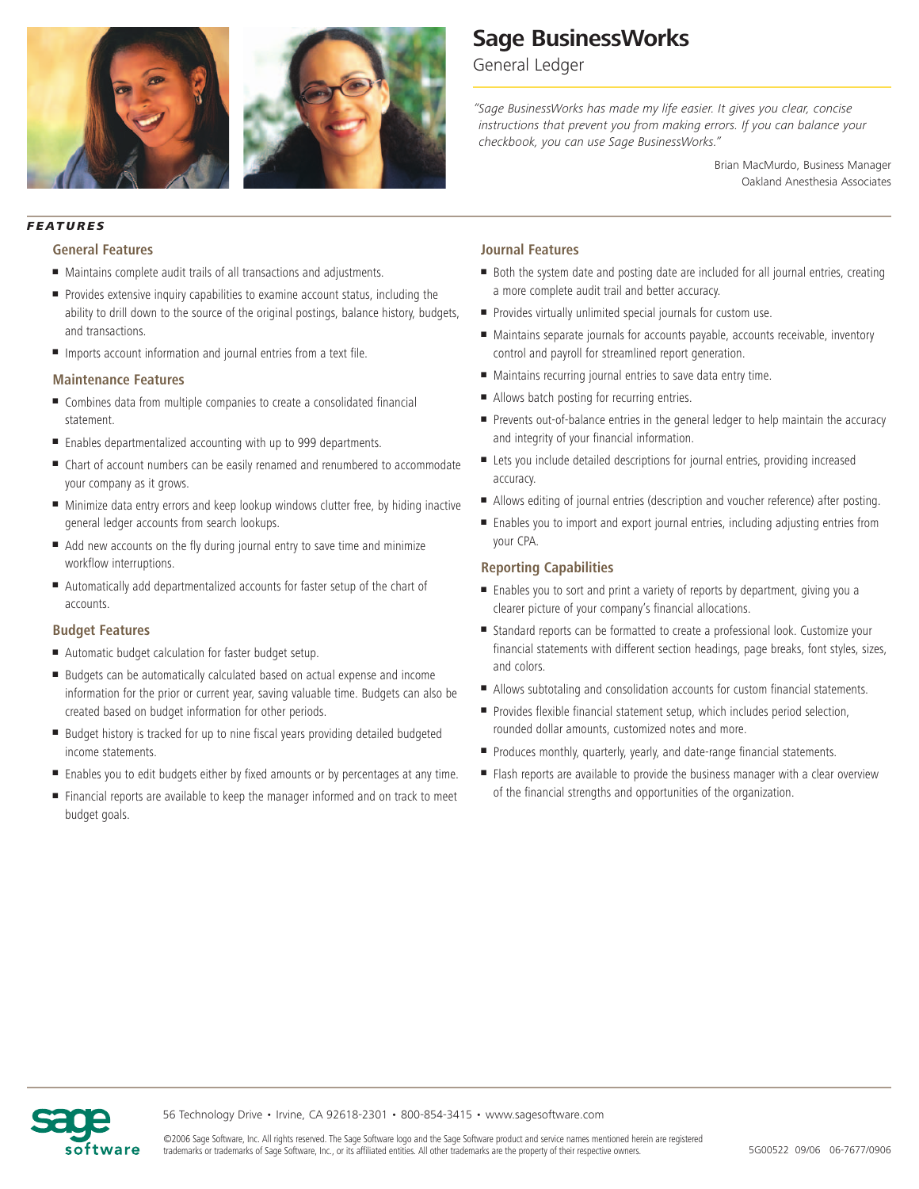# Sage BusinessWorks

General Ledger

*"Sage BusinessWorks has made my life easier. It gives you clear, concise instructions that prevent you from making errors. If you can balance your checkbook, you can use Sage BusinessWorks."*

Brian MacMurdo, Business Manager
Oakland Anesthesia Associates

## FEATURES

### General Features

- Maintains complete audit trails of all transactions and adjustments.
- Provides extensive inquiry capabilities to examine account status, including the ability to drill down to the source of the original postings, balance history, budgets, and transactions.
- Imports account information and journal entries from a text file.

### Maintenance Features

- Combines data from multiple companies to create a consolidated financial statement.
- Enables departmentalized accounting with up to 999 departments.
- Chart of account numbers can be easily renamed and renumbered to accommodate your company as it grows.
- Minimize data entry errors and keep lookup windows clutter free, by hiding inactive general ledger accounts from search lookups.
- Add new accounts on the fly during journal entry to save time and minimize workflow interruptions.
- Automatically add departmentalized accounts for faster setup of the chart of accounts.

### Budget Features

- Automatic budget calculation for faster budget setup.
- Budgets can be automatically calculated based on actual expense and income information for the prior or current year, saving valuable time. Budgets can also be created based on budget information for other periods.
- Budget history is tracked for up to nine fiscal years providing detailed budgeted income statements.
- Enables you to edit budgets either by fixed amounts or by percentages at any time.
- Financial reports are available to keep the manager informed and on track to meet budget goals.

### Journal Features

- Both the system date and posting date are included for all journal entries, creating a more complete audit trail and better accuracy.
- Provides virtually unlimited special journals for custom use.
- Maintains separate journals for accounts payable, accounts receivable, inventory control and payroll for streamlined report generation.
- Maintains recurring journal entries to save data entry time.
- Allows batch posting for recurring entries.
- Prevents out-of-balance entries in the general ledger to help maintain the accuracy and integrity of your financial information.
- Lets you include detailed descriptions for journal entries, providing increased accuracy.
- Allows editing of journal entries (description and voucher reference) after posting.
- Enables you to import and export journal entries, including adjusting entries from your CPA.

### Reporting Capabilities

- Enables you to sort and print a variety of reports by department, giving you a clearer picture of your company's financial allocations.
- Standard reports can be formatted to create a professional look. Customize your financial statements with different section headings, page breaks, font styles, sizes, and colors.
- Allows subtotaling and consolidation accounts for custom financial statements.
- Provides flexible financial statement setup, which includes period selection, rounded dollar amounts, customized notes and more.
- Produces monthly, quarterly, yearly, and date-range financial statements.
- Flash reports are available to provide the business manager with a clear overview of the financial strengths and opportunities of the organization.

sage software

56 Technology Drive • Irvine, CA 92618-2301 • 800-854-3415 • www.sagesoftware.com

©2006 Sage Software, Inc. All rights reserved. The Sage Software logo and the Sage Software product and service names mentioned herein are registered trademarks or trademarks of Sage Software, Inc., or its affiliated entities. All other trademarks are the property of their respective owners.

5G00522 09/06 06-7677/0906